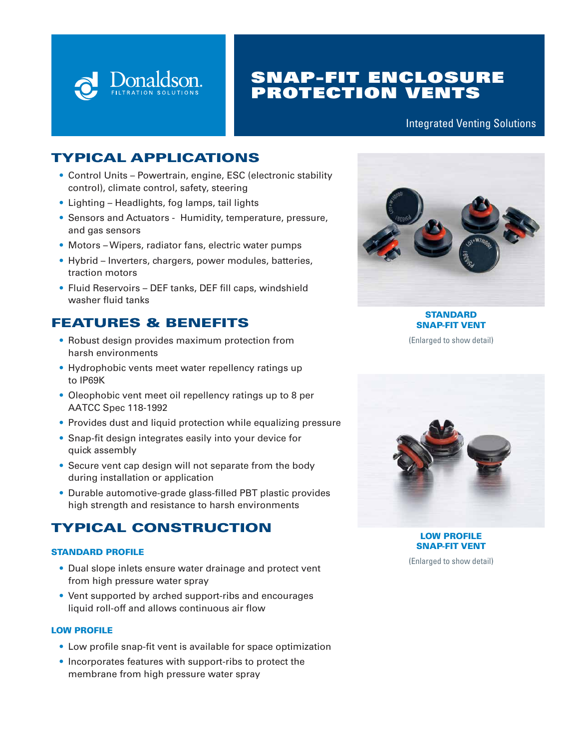Donaldson.
FILTRATION SOLUTIONS

# SNAP-FIT ENCLOSURE PROTECTION VENTS

Integrated Venting Solutions

## TYPICAL APPLICATIONS

- Control Units – Powertrain, engine, ESC (electronic stability control), climate control, safety, steering
- Lighting – Headlights, fog lamps, tail lights
- Sensors and Actuators - Humidity, temperature, pressure, and gas sensors
- Motors – Wipers, radiator fans, electric water pumps
- Hybrid – Inverters, chargers, power modules, batteries, traction motors
- Fluid Reservoirs – DEF tanks, DEF fill caps, windshield washer fluid tanks

## FEATURES & BENEFITS

- Robust design provides maximum protection from harsh environments
- Hydrophobic vents meet water repellency ratings up to IP69K
- Oleophobic vent meet oil repellency ratings up to 8 per AATCC Spec 118-1992
- Provides dust and liquid protection while equalizing pressure
- Snap-fit design integrates easily into your device for quick assembly
- Secure vent cap design will not separate from the body during installation or application
- Durable automotive-grade glass-filled PBT plastic provides high strength and resistance to harsh environments

## TYPICAL CONSTRUCTION

### STANDARD PROFILE

- Dual slope inlets ensure water drainage and protect vent from high pressure water spray
- Vent supported by arched support-ribs and encourages liquid roll-off and allows continuous air flow

### LOW PROFILE

- Low profile snap-fit vent is available for space optimization
- Incorporates features with support-ribs to protect the membrane from high pressure water spray

**STANDARD SNAP-FIT VENT**

(Enlarged to show detail)

**LOW PROFILE SNAP-FIT VENT**

(Enlarged to show detail)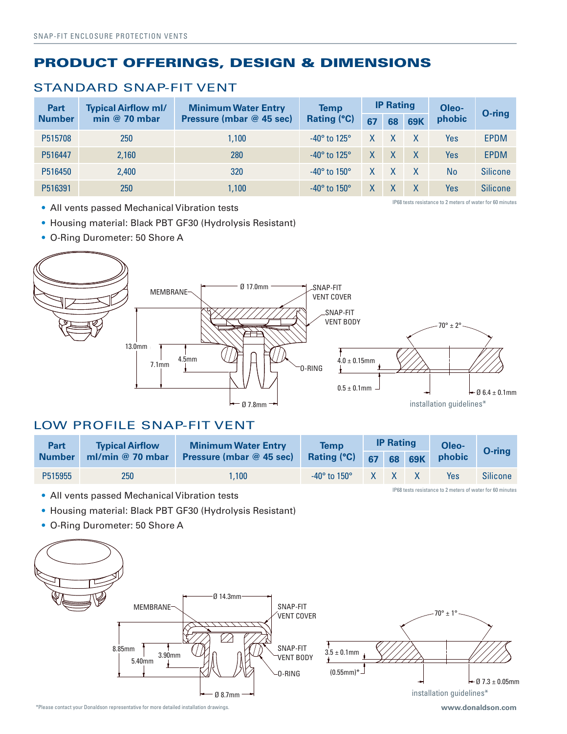# PRODUCT OFFERINGS, DESIGN & DIMENSIONS

## STANDARD SNAP-FIT VENT

| Part Number | Typical Airflow ml/ min @ 70 mbar | Minimum Water Entry Pressure (mbar @ 45 sec) | Temp Rating (°C) | IP Rating | | | Oleo-phobic | O-ring |
|---|---|---|---|---|---|---|---|---|
| | | | | 67 | 68 | 69K | | |
| P515708 | 250 | 1,100 | -40° to 125° | X | X | X | Yes | EPDM |
| P516447 | 2,160 | 280 | -40° to 125° | X | X | X | Yes | EPDM |
| P516450 | 2,400 | 320 | -40° to 150° | X | X | X | No | Silicone |
| P516391 | 250 | 1,100 | -40° to 150° | X | X | X | Yes | Silicone |

IP68 tests resistance to 2 meters of water for 60 minutes

- All vents passed Mechanical Vibration tests
- Housing material: Black PBT GF30 (Hydrolysis Resistant)
- O-Ring Durometer: 50 Shore A

MEMBRANE — Ø 17.0mm — SNAP-FIT VENT COVER — SNAP-FIT VENT BODY — O-RING — 13.0mm — 7.1mm — 4.5mm — Ø 7.8mm

70° ± 2° — 4.0 ± 0.15mm — 0.5 ± 0.1mm — Ø 6.4 ± 0.1mm

installation guidelines*

## LOW PROFILE SNAP-FIT VENT

| Part Number | Typical Airflow ml/min @ 70 mbar | Minimum Water Entry Pressure (mbar @ 45 sec) | Temp Rating (°C) | IP Rating | | | Oleo-phobic | O-ring |
|---|---|---|---|---|---|---|---|---|
| | | | | 67 | 68 | 69K | | |
| P515955 | 250 | 1,100 | -40° to 150° | X | X | X | Yes | Silicone |

IP68 tests resistance to 2 meters of water for 60 minutes

- All vents passed Mechanical Vibration tests
- Housing material: Black PBT GF30 (Hydrolysis Resistant)
- O-Ring Durometer: 50 Shore A

MEMBRANE — Ø 14.3mm — SNAP-FIT VENT COVER — SNAP-FIT VENT BODY — O-RING — 8.85mm — 5.40mm — 3.90mm — Ø 8.7mm

70° ± 1° — 3.5 ± 0.1mm — (0.55mm)* — Ø 7.3 ± 0.05mm

installation guidelines*

*Please contact your Donaldson representative for more detailed installation drawings.

www.donaldson.com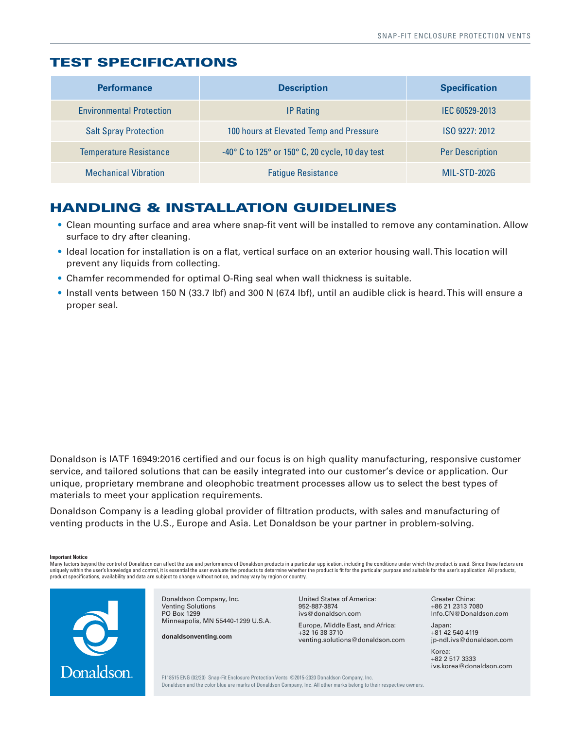## TEST SPECIFICATIONS

| Performance | Description | Specification |
|---|---|---|
| Environmental Protection | IP Rating | IEC 60529-2013 |
| Salt Spray Protection | 100 hours at Elevated Temp and Pressure | ISO 9227: 2012 |
| Temperature Resistance | -40° C to 125° or 150° C, 20 cycle, 10 day test | Per Description |
| Mechanical Vibration | Fatigue Resistance | MIL-STD-202G |

## HANDLING & INSTALLATION GUIDELINES

- Clean mounting surface and area where snap-fit vent will be installed to remove any contamination. Allow surface to dry after cleaning.
- Ideal location for installation is on a flat, vertical surface on an exterior housing wall. This location will prevent any liquids from collecting.
- Chamfer recommended for optimal O-Ring seal when wall thickness is suitable.
- Install vents between 150 N (33.7 lbf) and 300 N (67.4 lbf), until an audible click is heard. This will ensure a proper seal.

Donaldson is IATF 16949:2016 certified and our focus is on high quality manufacturing, responsive customer service, and tailored solutions that can be easily integrated into our customer's device or application. Our unique, proprietary membrane and oleophobic treatment processes allow us to select the best types of materials to meet your application requirements.

Donaldson Company is a leading global provider of filtration products, with sales and manufacturing of venting products in the U.S., Europe and Asia. Let Donaldson be your partner in problem-solving.

**Important Notice**
Many factors beyond the control of Donaldson can affect the use and performance of Donaldson products in a particular application, including the conditions under which the product is used. Since these factors are uniquely within the user's knowledge and control, it is essential the user evaluate the products to determine whether the product is fit for the particular purpose and suitable for the user's application. All products, product specifications, availability and data are subject to change without notice, and may vary by region or country.

Donaldson.

Donaldson Company, Inc.
Venting Solutions
PO Box 1299
Minneapolis, MN 55440-1299 U.S.A.

**donaldsonventing.com**

United States of America:
952-887-3874
ivs@donaldson.com

Europe, Middle East, and Africa:
+32 16 38 3710
venting.solutions@donaldson.com

Greater China:
+86 21 2313 7080
Info.CN@Donaldson.com

Japan:
+81 42 540 4119
jp-ndl.ivs@donaldson.com

Korea:
+82 2 517 3333
ivs.korea@donaldson.com

F118515 ENG (02/20) Snap-Fit Enclosure Protection Vents ©2015-2020 Donaldson Company, Inc.
Donaldson and the color blue are marks of Donaldson Company, Inc. All other marks belong to their respective owners.